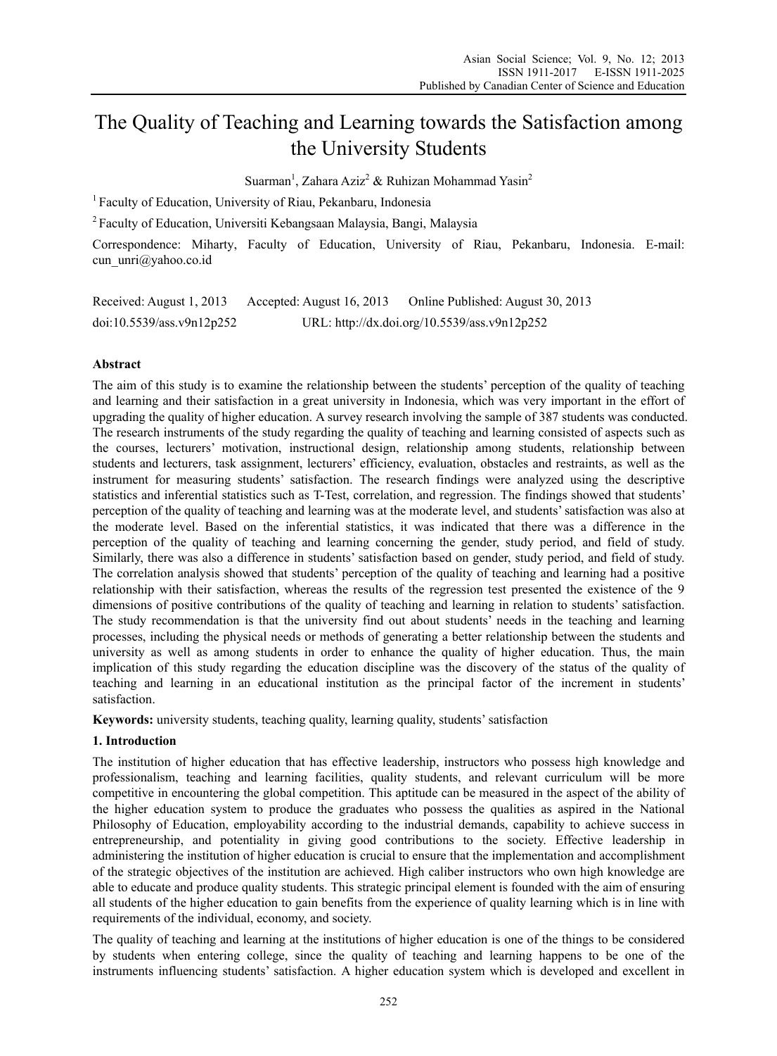# The Quality of Teaching and Learning towards the Satisfaction among the University Students

Suarman[1], Zahara Aziz[2] & Ruhizan Mohammad Yasin[2]

[1] Faculty of Education, University of Riau, Pekanbaru, Indonesia

[2] Faculty of Education, Universiti Kebangsaan Malaysia, Bangi, Malaysia

Correspondence: Miharty, Faculty of Education, University of Riau, Pekanbaru, Indonesia. E-mail: cun_unri@yahoo.co.id

Received: August 1, 2013 Accepted: August 16, 2013 Online Published: August 30, 2013

doi:10.5539/ass.v9n12p252 URL: http://dx.doi.org/10.5539/ass.v9n12p252

## Abstract

The aim of this study is to examine the relationship between the students' perception of the quality of teaching and learning and their satisfaction in a great university in Indonesia, which was very important in the effort of upgrading the quality of higher education. A survey research involving the sample of 387 students was conducted. The research instruments of the study regarding the quality of teaching and learning consisted of aspects such as the courses, lecturers' motivation, instructional design, relationship among students, relationship between students and lecturers, task assignment, lecturers' efficiency, evaluation, obstacles and restraints, as well as the instrument for measuring students' satisfaction. The research findings were analyzed using the descriptive statistics and inferential statistics such as T-Test, correlation, and regression. The findings showed that students' perception of the quality of teaching and learning was at the moderate level, and students' satisfaction was also at the moderate level. Based on the inferential statistics, it was indicated that there was a difference in the perception of the quality of teaching and learning concerning the gender, study period, and field of study. Similarly, there was also a difference in students' satisfaction based on gender, study period, and field of study. The correlation analysis showed that students' perception of the quality of teaching and learning had a positive relationship with their satisfaction, whereas the results of the regression test presented the existence of the 9 dimensions of positive contributions of the quality of teaching and learning in relation to students' satisfaction. The study recommendation is that the university find out about students' needs in the teaching and learning processes, including the physical needs or methods of generating a better relationship between the students and university as well as among students in order to enhance the quality of higher education. Thus, the main implication of this study regarding the education discipline was the discovery of the status of the quality of teaching and learning in an educational institution as the principal factor of the increment in students' satisfaction.

**Keywords:** university students, teaching quality, learning quality, students' satisfaction

## 1. Introduction

The institution of higher education that has effective leadership, instructors who possess high knowledge and professionalism, teaching and learning facilities, quality students, and relevant curriculum will be more competitive in encountering the global competition. This aptitude can be measured in the aspect of the ability of the higher education system to produce the graduates who possess the qualities as aspired in the National Philosophy of Education, employability according to the industrial demands, capability to achieve success in entrepreneurship, and potentiality in giving good contributions to the society. Effective leadership in administering the institution of higher education is crucial to ensure that the implementation and accomplishment of the strategic objectives of the institution are achieved. High caliber instructors who own high knowledge are able to educate and produce quality students. This strategic principal element is founded with the aim of ensuring all students of the higher education to gain benefits from the experience of quality learning which is in line with requirements of the individual, economy, and society.

The quality of teaching and learning at the institutions of higher education is one of the things to be considered by students when entering college, since the quality of teaching and learning happens to be one of the instruments influencing students' satisfaction. A higher education system which is developed and excellent in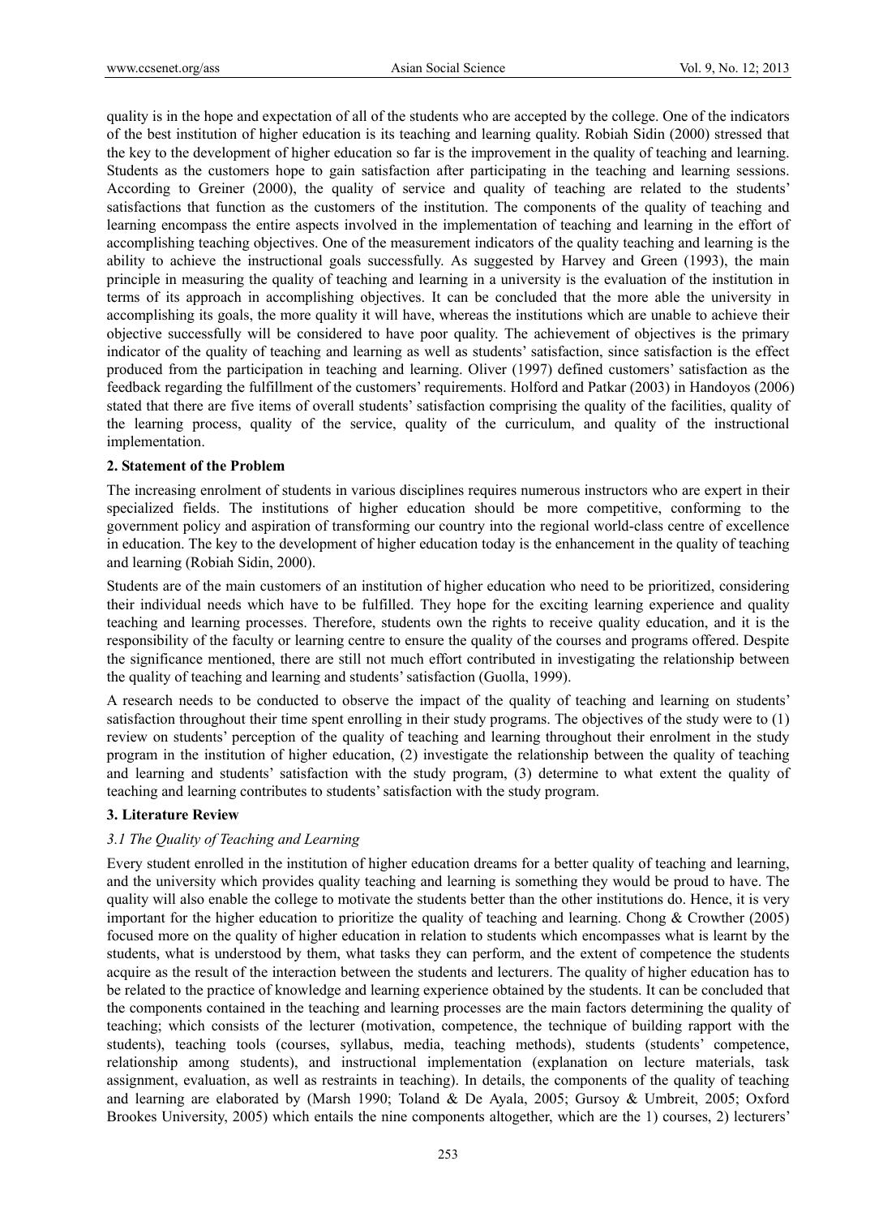quality is in the hope and expectation of all of the students who are accepted by the college. One of the indicators of the best institution of higher education is its teaching and learning quality. Robiah Sidin (2000) stressed that the key to the development of higher education so far is the improvement in the quality of teaching and learning. Students as the customers hope to gain satisfaction after participating in the teaching and learning sessions. According to Greiner (2000), the quality of service and quality of teaching are related to the students' satisfactions that function as the customers of the institution. The components of the quality of teaching and learning encompass the entire aspects involved in the implementation of teaching and learning in the effort of accomplishing teaching objectives. One of the measurement indicators of the quality teaching and learning is the ability to achieve the instructional goals successfully. As suggested by Harvey and Green (1993), the main principle in measuring the quality of teaching and learning in a university is the evaluation of the institution in terms of its approach in accomplishing objectives. It can be concluded that the more able the university in accomplishing its goals, the more quality it will have, whereas the institutions which are unable to achieve their objective successfully will be considered to have poor quality. The achievement of objectives is the primary indicator of the quality of teaching and learning as well as students' satisfaction, since satisfaction is the effect produced from the participation in teaching and learning. Oliver (1997) defined customers' satisfaction as the feedback regarding the fulfillment of the customers' requirements. Holford and Patkar (2003) in Handoyos (2006) stated that there are five items of overall students' satisfaction comprising the quality of the facilities, quality of the learning process, quality of the service, quality of the curriculum, and quality of the instructional implementation.

## 2. Statement of the Problem

The increasing enrolment of students in various disciplines requires numerous instructors who are expert in their specialized fields. The institutions of higher education should be more competitive, conforming to the government policy and aspiration of transforming our country into the regional world-class centre of excellence in education. The key to the development of higher education today is the enhancement in the quality of teaching and learning (Robiah Sidin, 2000).

Students are of the main customers of an institution of higher education who need to be prioritized, considering their individual needs which have to be fulfilled. They hope for the exciting learning experience and quality teaching and learning processes. Therefore, students own the rights to receive quality education, and it is the responsibility of the faculty or learning centre to ensure the quality of the courses and programs offered. Despite the significance mentioned, there are still not much effort contributed in investigating the relationship between the quality of teaching and learning and students' satisfaction (Guolla, 1999).

A research needs to be conducted to observe the impact of the quality of teaching and learning on students' satisfaction throughout their time spent enrolling in their study programs. The objectives of the study were to (1) review on students' perception of the quality of teaching and learning throughout their enrolment in the study program in the institution of higher education, (2) investigate the relationship between the quality of teaching and learning and students' satisfaction with the study program, (3) determine to what extent the quality of teaching and learning contributes to students' satisfaction with the study program.

## 3. Literature Review

### *3.1 The Quality of Teaching and Learning*

Every student enrolled in the institution of higher education dreams for a better quality of teaching and learning, and the university which provides quality teaching and learning is something they would be proud to have. The quality will also enable the college to motivate the students better than the other institutions do. Hence, it is very important for the higher education to prioritize the quality of teaching and learning. Chong & Crowther (2005) focused more on the quality of higher education in relation to students which encompasses what is learnt by the students, what is understood by them, what tasks they can perform, and the extent of competence the students acquire as the result of the interaction between the students and lecturers. The quality of higher education has to be related to the practice of knowledge and learning experience obtained by the students. It can be concluded that the components contained in the teaching and learning processes are the main factors determining the quality of teaching; which consists of the lecturer (motivation, competence, the technique of building rapport with the students), teaching tools (courses, syllabus, media, teaching methods), students (students' competence, relationship among students), and instructional implementation (explanation on lecture materials, task assignment, evaluation, as well as restraints in teaching). In details, the components of the quality of teaching and learning are elaborated by (Marsh 1990; Toland & De Ayala, 2005; Gursoy & Umbreit, 2005; Oxford Brookes University, 2005) which entails the nine components altogether, which are the 1) courses, 2) lecturers'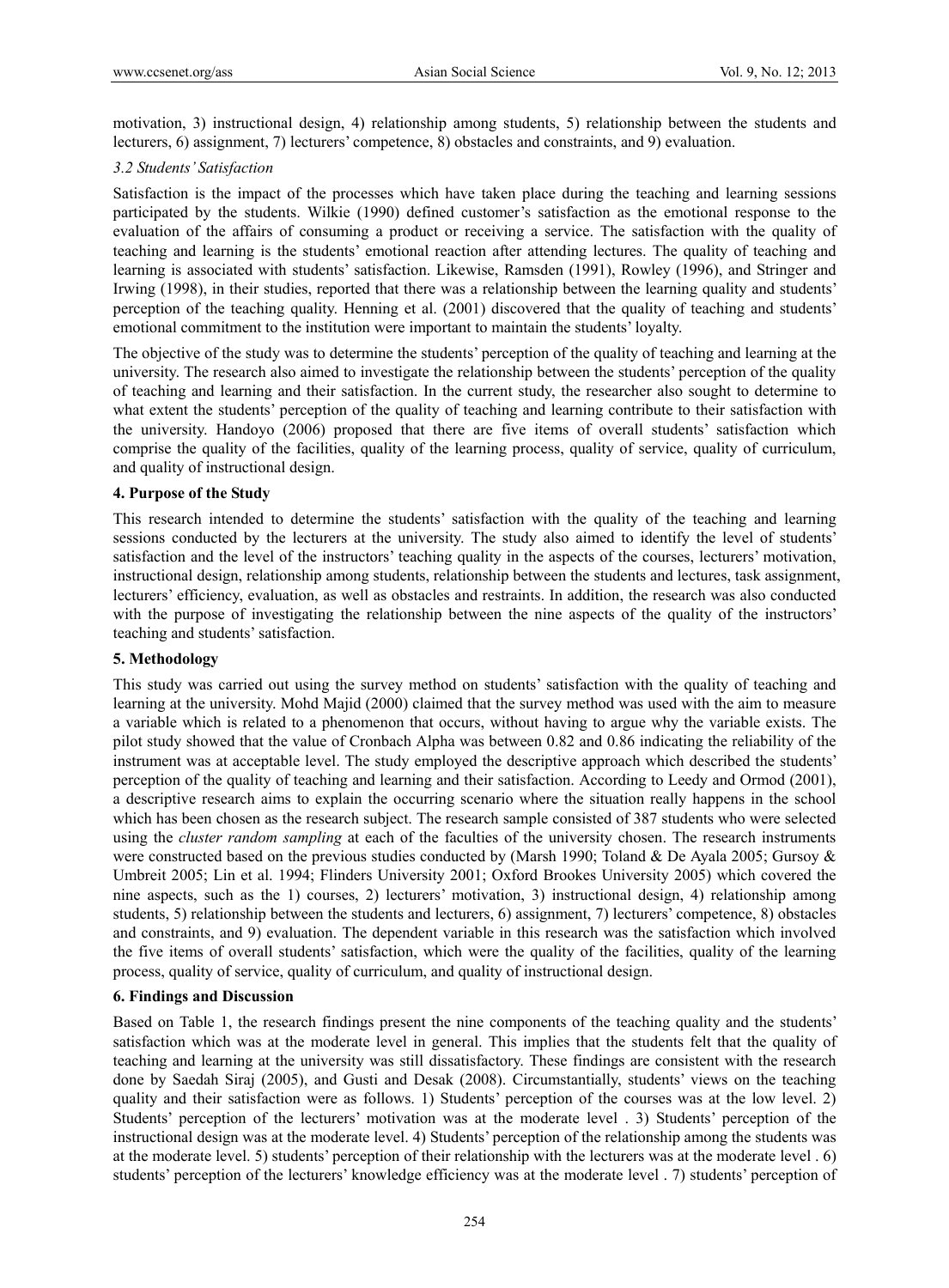motivation, 3) instructional design, 4) relationship among students, 5) relationship between the students and lecturers, 6) assignment, 7) lecturers' competence, 8) obstacles and constraints, and 9) evaluation.

### *3.2 Students' Satisfaction*

Satisfaction is the impact of the processes which have taken place during the teaching and learning sessions participated by the students. Wilkie (1990) defined customer's satisfaction as the emotional response to the evaluation of the affairs of consuming a product or receiving a service. The satisfaction with the quality of teaching and learning is the students' emotional reaction after attending lectures. The quality of teaching and learning is associated with students' satisfaction. Likewise, Ramsden (1991), Rowley (1996), and Stringer and Irwing (1998), in their studies, reported that there was a relationship between the learning quality and students' perception of the teaching quality. Henning et al. (2001) discovered that the quality of teaching and students' emotional commitment to the institution were important to maintain the students' loyalty.

The objective of the study was to determine the students' perception of the quality of teaching and learning at the university. The research also aimed to investigate the relationship between the students' perception of the quality of teaching and learning and their satisfaction. In the current study, the researcher also sought to determine to what extent the students' perception of the quality of teaching and learning contribute to their satisfaction with the university. Handoyo (2006) proposed that there are five items of overall students' satisfaction which comprise the quality of the facilities, quality of the learning process, quality of service, quality of curriculum, and quality of instructional design.

## 4. Purpose of the Study

This research intended to determine the students' satisfaction with the quality of the teaching and learning sessions conducted by the lecturers at the university. The study also aimed to identify the level of students' satisfaction and the level of the instructors' teaching quality in the aspects of the courses, lecturers' motivation, instructional design, relationship among students, relationship between the students and lectures, task assignment, lecturers' efficiency, evaluation, as well as obstacles and restraints. In addition, the research was also conducted with the purpose of investigating the relationship between the nine aspects of the quality of the instructors' teaching and students' satisfaction.

## 5. Methodology

This study was carried out using the survey method on students' satisfaction with the quality of teaching and learning at the university. Mohd Majid (2000) claimed that the survey method was used with the aim to measure a variable which is related to a phenomenon that occurs, without having to argue why the variable exists. The pilot study showed that the value of Cronbach Alpha was between 0.82 and 0.86 indicating the reliability of the instrument was at acceptable level. The study employed the descriptive approach which described the students' perception of the quality of teaching and learning and their satisfaction. According to Leedy and Ormod (2001), a descriptive research aims to explain the occurring scenario where the situation really happens in the school which has been chosen as the research subject. The research sample consisted of 387 students who were selected using the *cluster random sampling* at each of the faculties of the university chosen. The research instruments were constructed based on the previous studies conducted by (Marsh 1990; Toland & De Ayala 2005; Gursoy & Umbreit 2005; Lin et al. 1994; Flinders University 2001; Oxford Brookes University 2005) which covered the nine aspects, such as the 1) courses, 2) lecturers' motivation, 3) instructional design, 4) relationship among students, 5) relationship between the students and lecturers, 6) assignment, 7) lecturers' competence, 8) obstacles and constraints, and 9) evaluation. The dependent variable in this research was the satisfaction which involved the five items of overall students' satisfaction, which were the quality of the facilities, quality of the learning process, quality of service, quality of curriculum, and quality of instructional design.

## 6. Findings and Discussion

Based on Table 1, the research findings present the nine components of the teaching quality and the students' satisfaction which was at the moderate level in general. This implies that the students felt that the quality of teaching and learning at the university was still dissatisfactory. These findings are consistent with the research done by Saedah Siraj (2005), and Gusti and Desak (2008). Circumstantially, students' views on the teaching quality and their satisfaction were as follows. 1) Students' perception of the courses was at the low level. 2) Students' perception of the lecturers' motivation was at the moderate level . 3) Students' perception of the instructional design was at the moderate level. 4) Students' perception of the relationship among the students was at the moderate level. 5) students' perception of their relationship with the lecturers was at the moderate level . 6) students' perception of the lecturers' knowledge efficiency was at the moderate level . 7) students' perception of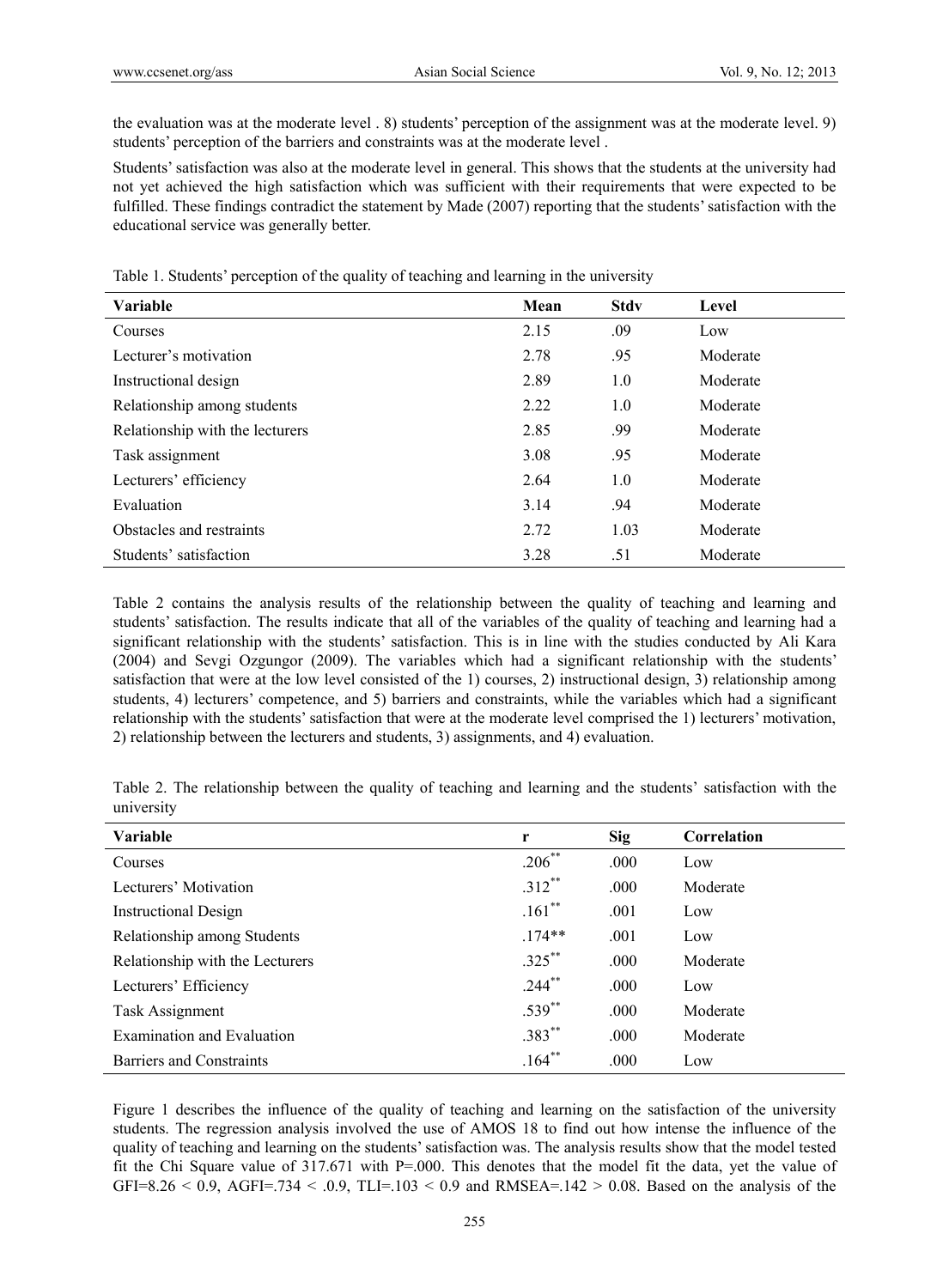the evaluation was at the moderate level . 8) students' perception of the assignment was at the moderate level. 9) students' perception of the barriers and constraints was at the moderate level .

Students' satisfaction was also at the moderate level in general. This shows that the students at the university had not yet achieved the high satisfaction which was sufficient with their requirements that were expected to be fulfilled. These findings contradict the statement by Made (2007) reporting that the students' satisfaction with the educational service was generally better.

Table 1. Students' perception of the quality of teaching and learning in the university

| Variable | Mean | Stdv | Level |
|---|---|---|---|
| Courses | 2.15 | .09 | Low |
| Lecturer's motivation | 2.78 | .95 | Moderate |
| Instructional design | 2.89 | 1.0 | Moderate |
| Relationship among students | 2.22 | 1.0 | Moderate |
| Relationship with the lecturers | 2.85 | .99 | Moderate |
| Task assignment | 3.08 | .95 | Moderate |
| Lecturers' efficiency | 2.64 | 1.0 | Moderate |
| Evaluation | 3.14 | .94 | Moderate |
| Obstacles and restraints | 2.72 | 1.03 | Moderate |
| Students' satisfaction | 3.28 | .51 | Moderate |

Table 2 contains the analysis results of the relationship between the quality of teaching and learning and students' satisfaction. The results indicate that all of the variables of the quality of teaching and learning had a significant relationship with the students' satisfaction. This is in line with the studies conducted by Ali Kara (2004) and Sevgi Ozgungor (2009). The variables which had a significant relationship with the students' satisfaction that were at the low level consisted of the 1) courses, 2) instructional design, 3) relationship among students, 4) lecturers' competence, and 5) barriers and constraints, while the variables which had a significant relationship with the students' satisfaction that were at the moderate level comprised the 1) lecturers' motivation, 2) relationship between the lecturers and students, 3) assignments, and 4) evaluation.

Table 2. The relationship between the quality of teaching and learning and the students' satisfaction with the university

| Variable | r | Sig | Correlation |
|---|---|---|---|
| Courses | .206** | .000 | Low |
| Lecturers' Motivation | .312** | .000 | Moderate |
| Instructional Design | .161** | .001 | Low |
| Relationship among Students | .174** | .001 | Low |
| Relationship with the Lecturers | .325** | .000 | Moderate |
| Lecturers' Efficiency | .244** | .000 | Low |
| Task Assignment | .539** | .000 | Moderate |
| Examination and Evaluation | .383** | .000 | Moderate |
| Barriers and Constraints | .164** | .000 | Low |

Figure 1 describes the influence of the quality of teaching and learning on the satisfaction of the university students. The regression analysis involved the use of AMOS 18 to find out how intense the influence of the quality of teaching and learning on the students' satisfaction was. The analysis results show that the model tested fit the Chi Square value of 317.671 with P=.000. This denotes that the model fit the data, yet the value of GFI=8.26 < 0.9, AGFI=.734 < .0.9, TLI=.103 < 0.9 and RMSEA=.142 > 0.08. Based on the analysis of the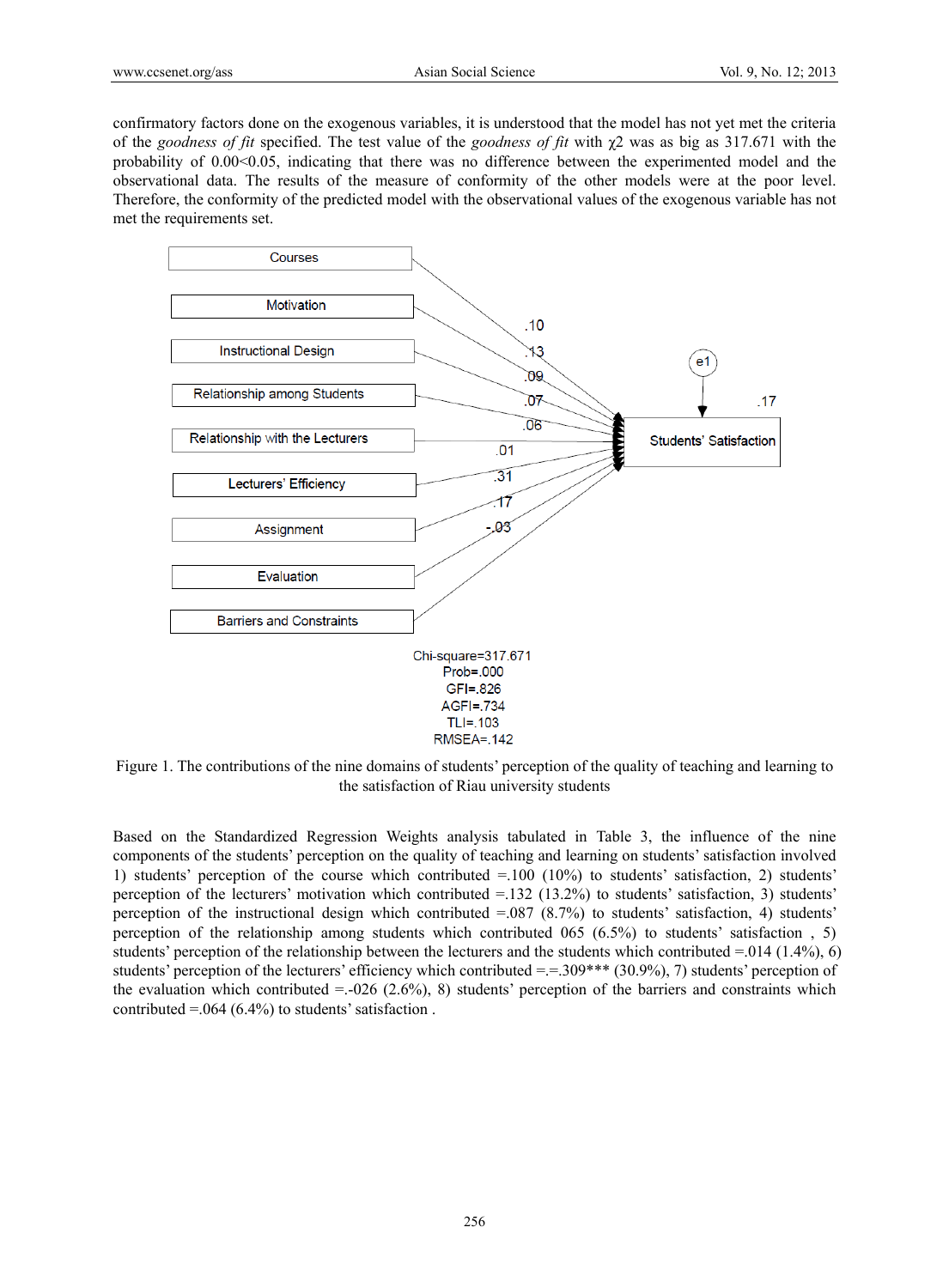confirmatory factors done on the exogenous variables, it is understood that the model has not yet met the criteria of the *goodness of fit* specified. The test value of the *goodness of fit* with $\chi2$ was as big as 317.671 with the probability of 0.00<0.05, indicating that there was no difference between the experimented model and the observational data. The results of the measure of conformity of the other models were at the poor level. Therefore, the conformity of the predicted model with the observational values of the exogenous variable has not met the requirements set.

Figure 1. The contributions of the nine domains of students' perception of the quality of teaching and learning to the satisfaction of Riau university students

Based on the Standardized Regression Weights analysis tabulated in Table 3, the influence of the nine components of the students' perception on the quality of teaching and learning on students' satisfaction involved 1) students' perception of the course which contributed =.100 (10%) to students' satisfaction, 2) students' perception of the lecturers' motivation which contributed =.132 (13.2%) to students' satisfaction, 3) students' perception of the instructional design which contributed =.087 (8.7%) to students' satisfaction, 4) students' perception of the relationship among students which contributed 065 (6.5%) to students' satisfaction , 5) students' perception of the relationship between the lecturers and the students which contributed =.014 (1.4%), 6) students' perception of the lecturers' efficiency which contributed =.=.309*** (30.9%), 7) students' perception of the evaluation which contributed =.-026 (2.6%), 8) students' perception of the barriers and constraints which contributed =.064 (6.4%) to students' satisfaction .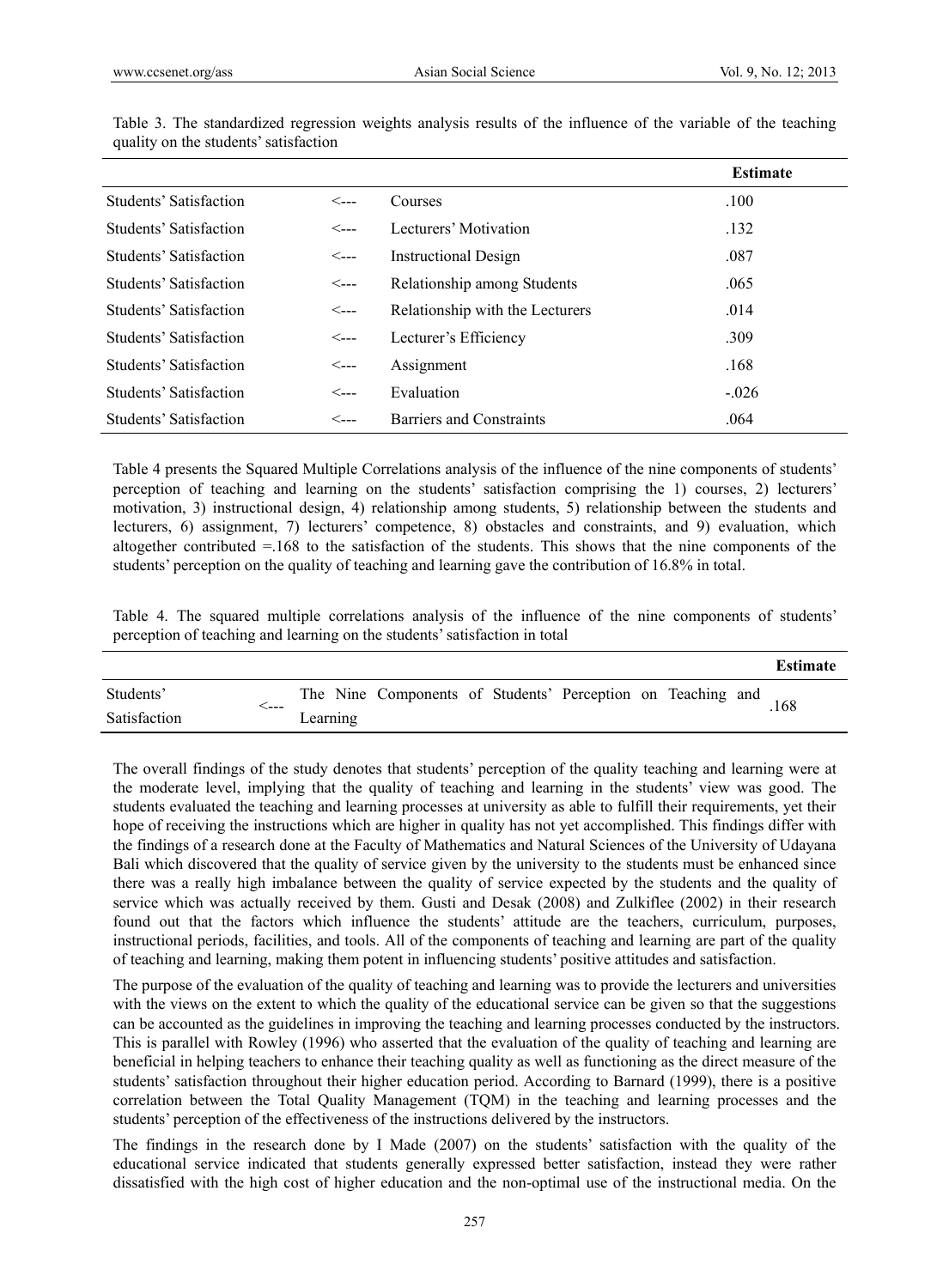Table 3. The standardized regression weights analysis results of the influence of the variable of the teaching quality on the students' satisfaction

| | | | Estimate |
|---|---|---|---|
| Students' Satisfaction | <--- | Courses | .100 |
| Students' Satisfaction | <--- | Lecturers' Motivation | .132 |
| Students' Satisfaction | <--- | Instructional Design | .087 |
| Students' Satisfaction | <--- | Relationship among Students | .065 |
| Students' Satisfaction | <--- | Relationship with the Lecturers | .014 |
| Students' Satisfaction | <--- | Lecturer's Efficiency | .309 |
| Students' Satisfaction | <--- | Assignment | .168 |
| Students' Satisfaction | <--- | Evaluation | -.026 |
| Students' Satisfaction | <--- | Barriers and Constraints | .064 |

Table 4 presents the Squared Multiple Correlations analysis of the influence of the nine components of students' perception of teaching and learning on the students' satisfaction comprising the 1) courses, 2) lecturers' motivation, 3) instructional design, 4) relationship among students, 5) relationship between the students and lecturers, 6) assignment, 7) lecturers' competence, 8) obstacles and constraints, and 9) evaluation, which altogether contributed =.168 to the satisfaction of the students. This shows that the nine components of the students' perception on the quality of teaching and learning gave the contribution of 16.8% in total.

Table 4. The squared multiple correlations analysis of the influence of the nine components of students' perception of teaching and learning on the students' satisfaction in total

| | | | Estimate |
|---|---|---|---|
| Students' Satisfaction | <--- | The Nine Components of Students' Perception on Teaching and Learning | .168 |

The overall findings of the study denotes that students' perception of the quality teaching and learning were at the moderate level, implying that the quality of teaching and learning in the students' view was good. The students evaluated the teaching and learning processes at university as able to fulfill their requirements, yet their hope of receiving the instructions which are higher in quality has not yet accomplished. This findings differ with the findings of a research done at the Faculty of Mathematics and Natural Sciences of the University of Udayana Bali which discovered that the quality of service given by the university to the students must be enhanced since there was a really high imbalance between the quality of service expected by the students and the quality of service which was actually received by them. Gusti and Desak (2008) and Zulkiflee (2002) in their research found out that the factors which influence the students' attitude are the teachers, curriculum, purposes, instructional periods, facilities, and tools. All of the components of teaching and learning are part of the quality of teaching and learning, making them potent in influencing students' positive attitudes and satisfaction.

The purpose of the evaluation of the quality of teaching and learning was to provide the lecturers and universities with the views on the extent to which the quality of the educational service can be given so that the suggestions can be accounted as the guidelines in improving the teaching and learning processes conducted by the instructors. This is parallel with Rowley (1996) who asserted that the evaluation of the quality of teaching and learning are beneficial in helping teachers to enhance their teaching quality as well as functioning as the direct measure of the students' satisfaction throughout their higher education period. According to Barnard (1999), there is a positive correlation between the Total Quality Management (TQM) in the teaching and learning processes and the students' perception of the effectiveness of the instructions delivered by the instructors.

The findings in the research done by I Made (2007) on the students' satisfaction with the quality of the educational service indicated that students generally expressed better satisfaction, instead they were rather dissatisfied with the high cost of higher education and the non-optimal use of the instructional media. On the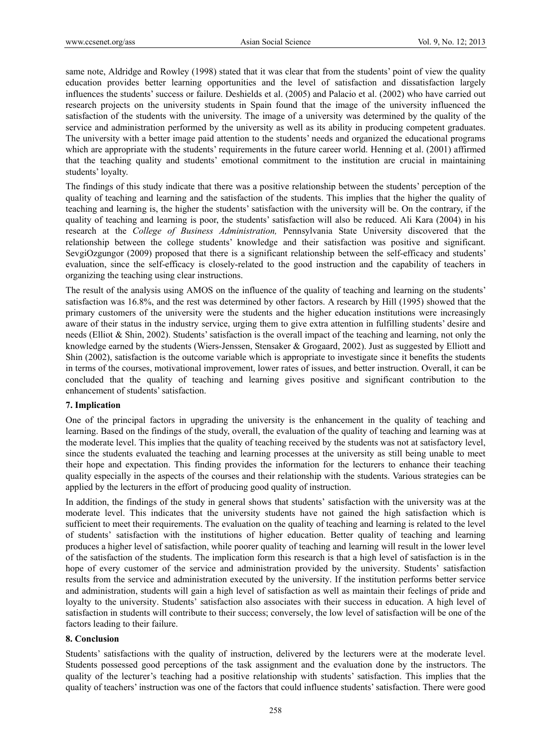same note, Aldridge and Rowley (1998) stated that it was clear that from the students' point of view the quality education provides better learning opportunities and the level of satisfaction and dissatisfaction largely influences the students' success or failure. Deshields et al. (2005) and Palacio et al. (2002) who have carried out research projects on the university students in Spain found that the image of the university influenced the satisfaction of the students with the university. The image of a university was determined by the quality of the service and administration performed by the university as well as its ability in producing competent graduates. The university with a better image paid attention to the students' needs and organized the educational programs which are appropriate with the students' requirements in the future career world. Henning et al. (2001) affirmed that the teaching quality and students' emotional commitment to the institution are crucial in maintaining students' loyalty.

The findings of this study indicate that there was a positive relationship between the students' perception of the quality of teaching and learning and the satisfaction of the students. This implies that the higher the quality of teaching and learning is, the higher the students' satisfaction with the university will be. On the contrary, if the quality of teaching and learning is poor, the students' satisfaction will also be reduced. Ali Kara (2004) in his research at the *College of Business Administration,* Pennsylvania State University discovered that the relationship between the college students' knowledge and their satisfaction was positive and significant. SevgiOzgungor (2009) proposed that there is a significant relationship between the self-efficacy and students' evaluation, since the self-efficacy is closely-related to the good instruction and the capability of teachers in organizing the teaching using clear instructions.

The result of the analysis using AMOS on the influence of the quality of teaching and learning on the students' satisfaction was 16.8%, and the rest was determined by other factors. A research by Hill (1995) showed that the primary customers of the university were the students and the higher education institutions were increasingly aware of their status in the industry service, urging them to give extra attention in fulfilling students' desire and needs (Elliot & Shin, 2002). Students' satisfaction is the overall impact of the teaching and learning, not only the knowledge earned by the students (Wiers-Jenssen, Stensaker & Grogaard, 2002). Just as suggested by Elliott and Shin (2002), satisfaction is the outcome variable which is appropriate to investigate since it benefits the students in terms of the courses, motivational improvement, lower rates of issues, and better instruction. Overall, it can be concluded that the quality of teaching and learning gives positive and significant contribution to the enhancement of students' satisfaction.

## 7. Implication

One of the principal factors in upgrading the university is the enhancement in the quality of teaching and learning. Based on the findings of the study, overall, the evaluation of the quality of teaching and learning was at the moderate level. This implies that the quality of teaching received by the students was not at satisfactory level, since the students evaluated the teaching and learning processes at the university as still being unable to meet their hope and expectation. This finding provides the information for the lecturers to enhance their teaching quality especially in the aspects of the courses and their relationship with the students. Various strategies can be applied by the lecturers in the effort of producing good quality of instruction.

In addition, the findings of the study in general shows that students' satisfaction with the university was at the moderate level. This indicates that the university students have not gained the high satisfaction which is sufficient to meet their requirements. The evaluation on the quality of teaching and learning is related to the level of students' satisfaction with the institutions of higher education. Better quality of teaching and learning produces a higher level of satisfaction, while poorer quality of teaching and learning will result in the lower level of the satisfaction of the students. The implication form this research is that a high level of satisfaction is in the hope of every customer of the service and administration provided by the university. Students' satisfaction results from the service and administration executed by the university. If the institution performs better service and administration, students will gain a high level of satisfaction as well as maintain their feelings of pride and loyalty to the university. Students' satisfaction also associates with their success in education. A high level of satisfaction in students will contribute to their success; conversely, the low level of satisfaction will be one of the factors leading to their failure.

## 8. Conclusion

Students' satisfactions with the quality of instruction, delivered by the lecturers were at the moderate level. Students possessed good perceptions of the task assignment and the evaluation done by the instructors. The quality of the lecturer's teaching had a positive relationship with students' satisfaction. This implies that the quality of teachers' instruction was one of the factors that could influence students' satisfaction. There were good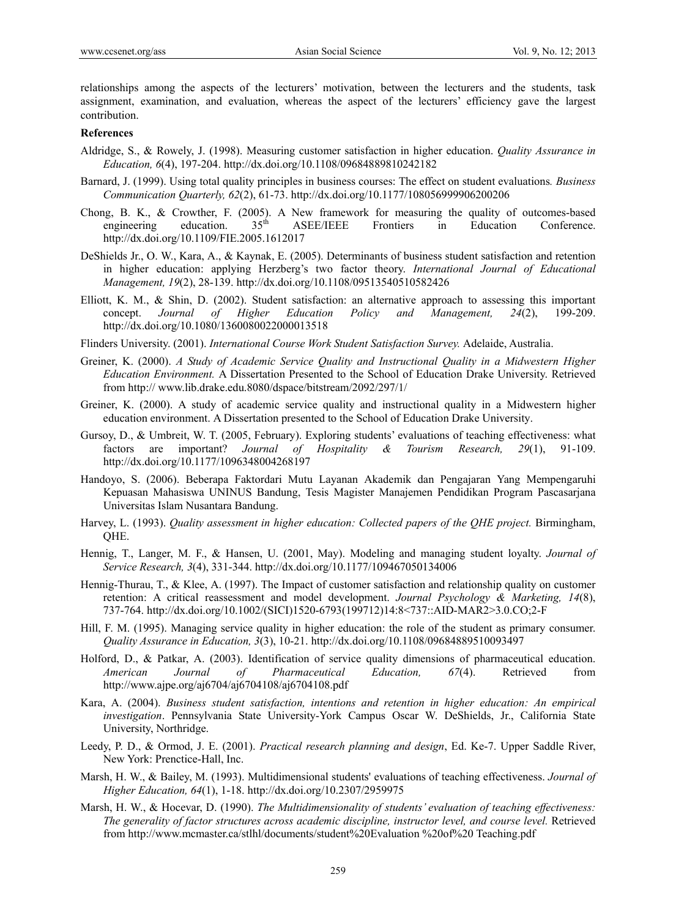relationships among the aspects of the lecturers' motivation, between the lecturers and the students, task assignment, examination, and evaluation, whereas the aspect of the lecturers' efficiency gave the largest contribution.

**References**

Aldridge, S., & Rowely, J. (1998). Measuring customer satisfaction in higher education. *Quality Assurance in Education, 6*(4), 197-204. http://dx.doi.org/10.1108/09684889810242182

Barnard, J. (1999). Using total quality principles in business courses: The effect on student evaluations*. Business Communication Quarterly, 62*(2), 61-73. http://dx.doi.org/10.1177/108056999906200206

Chong, B. K., & Crowther, F. (2005). A New framework for measuring the quality of outcomes-based engineering education. 35th ASEE/IEEE Frontiers in Education Conference. http://dx.doi.org/10.1109/FIE.2005.1612017

DeShields Jr., O. W., Kara, A., & Kaynak, E. (2005). Determinants of business student satisfaction and retention in higher education: applying Herzberg's two factor theory. *International Journal of Educational Management, 19*(2), 28-139. http://dx.doi.org/10.1108/09513540510582426

Elliott, K. M., & Shin, D. (2002). Student satisfaction: an alternative approach to assessing this important concept. *Journal of Higher Education Policy and Management, 24*(2), 199-209. http://dx.doi.org/10.1080/1360080022000013518

Flinders University. (2001). *International Course Work Student Satisfaction Survey.* Adelaide, Australia.

Greiner, K. (2000). *A Study of Academic Service Quality and Instructional Quality in a Midwestern Higher Education Environment.* A Dissertation Presented to the School of Education Drake University. Retrieved from http:// www.lib.drake.edu.8080/dspace/bitstream/2092/297/1/

Greiner, K. (2000). A study of academic service quality and instructional quality in a Midwestern higher education environment. A Dissertation presented to the School of Education Drake University.

Gursoy, D., & Umbreit, W. T. (2005, February). Exploring students' evaluations of teaching effectiveness: what factors are important? *Journal of Hospitality & Tourism Research, 29*(1), 91-109. http://dx.doi.org/10.1177/1096348004268197

Handoyo, S. (2006). Beberapa Faktordari Mutu Layanan Akademik dan Pengajaran Yang Mempengaruhi Kepuasan Mahasiswa UNINUS Bandung, Tesis Magister Manajemen Pendidikan Program Pascasarjana Universitas Islam Nusantara Bandung.

Harvey, L. (1993). *Quality assessment in higher education: Collected papers of the QHE project.* Birmingham, QHE.

Hennig, T., Langer, M. F., & Hansen, U. (2001, May). Modeling and managing student loyalty. *Journal of Service Research, 3*(4), 331-344. http://dx.doi.org/10.1177/109467050134006

Hennig-Thurau, T., & Klee, A. (1997). The Impact of customer satisfaction and relationship quality on customer retention: A critical reassessment and model development. *Journal Psychology & Marketing, 14*(8), 737-764. http://dx.doi.org/10.1002/(SICI)1520-6793(199712)14:8<737::AID-MAR2>3.0.CO;2-F

Hill, F. M. (1995). Managing service quality in higher education: the role of the student as primary consumer. *Quality Assurance in Education, 3*(3), 10-21. http://dx.doi.org/10.1108/09684889510093497

Holford, D., & Patkar, A. (2003). Identification of service quality dimensions of pharmaceutical education. *American Journal of Pharmaceutical Education, 67*(4). Retrieved from http://www.ajpe.org/aj6704/aj6704108/aj6704108.pdf

Kara, A. (2004). *Business student satisfaction, intentions and retention in higher education: An empirical investigation*. Pennsylvania State University-York Campus Oscar W. DeShields, Jr., California State University, Northridge.

Leedy, P. D., & Ormod, J. E. (2001). *Practical research planning and design*, Ed. Ke-7. Upper Saddle River, New York: Prenctice-Hall, Inc.

Marsh, H. W., & Bailey, M. (1993). Multidimensional students' evaluations of teaching effectiveness. *Journal of Higher Education, 64*(1), 1-18. http://dx.doi.org/10.2307/2959975

Marsh, H. W., & Hocevar, D. (1990). *The Multidimensionality of students' evaluation of teaching effectiveness: The generality of factor structures across academic discipline, instructor level, and course level.* Retrieved from http://www.mcmaster.ca/stlhl/documents/student%20Evaluation %20of%20 Teaching.pdf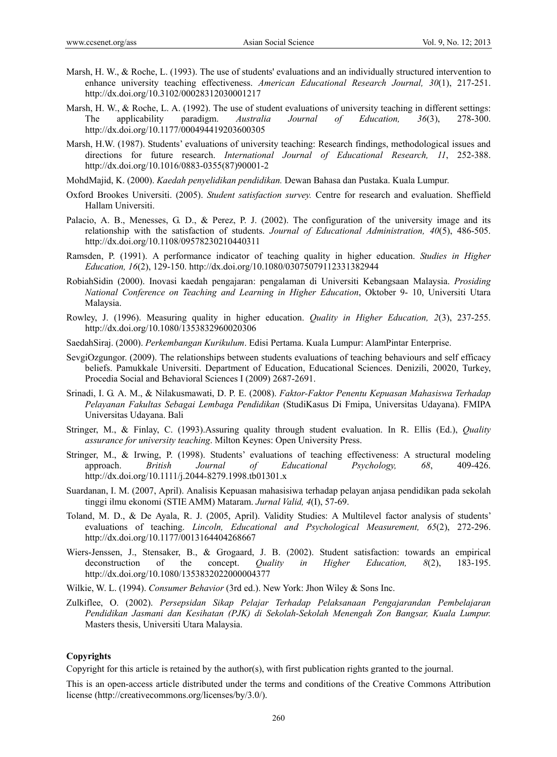Marsh, H. W., & Roche, L. (1993). The use of students' evaluations and an individually structured intervention to enhance university teaching effectiveness. *American Educational Research Journal, 30*(1), 217-251. http://dx.doi.org/10.3102/00028312030001217

Marsh, H. W., & Roche, L. A. (1992). The use of student evaluations of university teaching in different settings: The applicability paradigm. *Australia Journal of Education, 36*(3), 278-300. http://dx.doi.org/10.1177/000494419203600305

Marsh, H.W. (1987). Students' evaluations of university teaching: Research findings, methodological issues and directions for future research. *International Journal of Educational Research, 11*, 252-388. http://dx.doi.org/10.1016/0883-0355(87)90001-2

MohdMajid, K. (2000). *Kaedah penyelidikan pendidikan.* Dewan Bahasa dan Pustaka. Kuala Lumpur.

Oxford Brookes Universiti. (2005). *Student satisfaction survey.* Centre for research and evaluation. Sheffield Hallam Universiti.

Palacio, A. B., Menesses, G. D., & Perez, P. J. (2002). The configuration of the university image and its relationship with the satisfaction of students. *Journal of Educational Administration, 40*(5), 486-505. http://dx.doi.org/10.1108/09578230210440311

Ramsden, P. (1991). A performance indicator of teaching quality in higher education. *Studies in Higher Education, 16*(2), 129-150. http://dx.doi.org/10.1080/03075079112331382944

RobiahSidin (2000). Inovasi kaedah pengajaran: pengalaman di Universiti Kebangsaan Malaysia. *Prosiding National Conference on Teaching and Learning in Higher Education*, Oktober 9- 10, Universiti Utara Malaysia.

Rowley, J. (1996). Measuring quality in higher education. *Quality in Higher Education, 2*(3), 237-255. http://dx.doi.org/10.1080/1353832960020306

SaedahSiraj. (2000). *Perkembangan Kurikulum*. Edisi Pertama. Kuala Lumpur: AlamPintar Enterprise.

SevgiOzgungor. (2009). The relationships between students evaluations of teaching behaviours and self efficacy beliefs. Pamukkale Universiti. Department of Education, Educational Sciences. Denizili, 20020, Turkey, Procedia Social and Behavioral Sciences I (2009) 2687-2691.

Srinadi, I. G. A. M., & Nilakusmawati, D. P. E. (2008). *Faktor-Faktor Penentu Kepuasan Mahasiswa Terhadap Pelayanan Fakultas Sebagai Lembaga Pendidikan* (StudiKasus Di Fmipa, Universitas Udayana). FMIPA Universitas Udayana. Bali

Stringer, M., & Finlay, C. (1993).Assuring quality through student evaluation. In R. Ellis (Ed.), *Quality assurance for university teaching*. Milton Keynes: Open University Press.

Stringer, M., & Irwing, P. (1998). Students' evaluations of teaching effectiveness: A structural modeling approach. *British Journal of Educational Psychology, 68*, 409-426. http://dx.doi.org/10.1111/j.2044-8279.1998.tb01301.x

Suardanan, I. M. (2007, April). Analisis Kepuasan mahasisiwa terhadap pelayan anjasa pendidikan pada sekolah tinggi ilmu ekonomi (STIE AMM) Mataram. *Jurnal Valid, 4*(I), 57-69.

Toland, M. D., & De Ayala, R. J. (2005, April). Validity Studies: A Multilevel factor analysis of students' evaluations of teaching. *Lincoln, Educational and Psychological Measurement, 65*(2), 272-296. http://dx.doi.org/10.1177/0013164404268667

Wiers-Jenssen, J., Stensaker, B., & Grogaard, J. B. (2002). Student satisfaction: towards an empirical deconstruction of the concept. *Quality in Higher Education, 8*(2), 183-195. http://dx.doi.org/10.1080/1353832022000004377

Wilkie, W. L. (1994). *Consumer Behavior* (3rd ed.). New York: Jhon Wiley & Sons Inc.

Zulkiflee, O. (2002). *Persepsidan Sikap Pelajar Terhadap Pelaksanaan Pengajarandan Pembelajaran Pendidikan Jasmani dan Kesihatan (PJK) di Sekolah-Sekolah Menengah Zon Bangsar, Kuala Lumpur.* Masters thesis, Universiti Utara Malaysia.

**Copyrights**

Copyright for this article is retained by the author(s), with first publication rights granted to the journal.

This is an open-access article distributed under the terms and conditions of the Creative Commons Attribution license (http://creativecommons.org/licenses/by/3.0/).